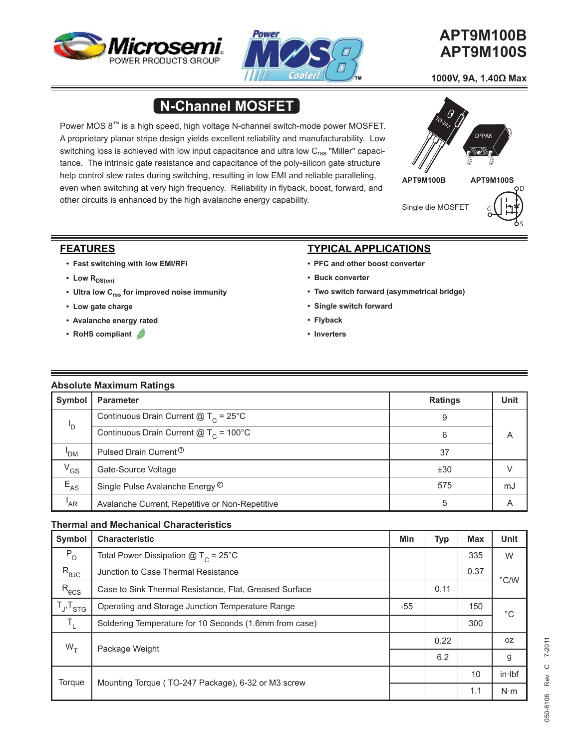# APT9M100B
# APT9M100S

**1000V, 9A, 1.40Ω Max**

## N-Channel MOSFET

Power MOS 8™ is a high speed, high voltage N-channel switch-mode power MOSFET. A proprietary planar stripe design yields excellent reliability and manufacturability. Low switching loss is achieved with low input capacitance and ultra low $C_{rss}$ "Miller" capacitance. The intrinsic gate resistance and capacitance of the poly-silicon gate structure help control slew rates during switching, resulting in low EMI and reliable paralleling, even when switching at very high frequency. Reliability in flyback, boost, forward, and other circuits is enhanced by the high avalanche energy capability.

TO-247 D³PAK

APT9M100B APT9M100S

Single die MOSFET

D G S

## FEATURES

- Fast switching with low EMI/RFI
- Low $R_{DS(on)}$
- Ultra low $C_{rss}$ for improved noise immunity
- Low gate charge
- Avalanche energy rated
- RoHS compliant

## TYPICAL APPLICATIONS

- PFC and other boost converter
- Buck converter
- Two switch forward (asymmetrical bridge)
- Single switch forward
- Flyback
- Inverters

### Absolute Maximum Ratings

| Symbol | Parameter | Ratings | Unit |
|---|---|---|---|
| $I_D$ | Continuous Drain Current @ $T_C$ = 25°C | 9 | A |
| | Continuous Drain Current @ $T_C$ = 100°C | 6 | |
| $I_{DM}$ | Pulsed Drain Current ① | 37 | |
| $V_{GS}$ | Gate-Source Voltage | ±30 | V |
| $E_{AS}$ | Single Pulse Avalanche Energy ② | 575 | mJ |
| $I_{AR}$ | Avalanche Current, Repetitive or Non-Repetitive | 5 | A |

### Thermal and Mechanical Characteristics

| Symbol | Characteristic | Min | Typ | Max | Unit |
|---|---|---|---|---|---|
| $P_D$ | Total Power Dissipation @ $T_C$ = 25°C | | | 335 | W |
| $R_{\theta JC}$ | Junction to Case Thermal Resistance | | | 0.37 | °C/W |
| $R_{\theta CS}$ | Case to Sink Thermal Resistance, Flat, Greased Surface | | 0.11 | | |
| $T_J$,$T_{STG}$ | Operating and Storage Junction Temperature Range | -55 | | 150 | °C |
| $T_L$ | Soldering Temperature for 10 Seconds (1.6mm from case) | | | 300 | |
| $W_T$ | Package Weight | | 0.22 | | oz |
| | | | 6.2 | | g |
| Torque | Mounting Torque ( TO-247 Package), 6-32 or M3 screw | | | 10 | in·lbf |
| | | | | 1.1 | N·m |

050-8108 Rev C 7-2011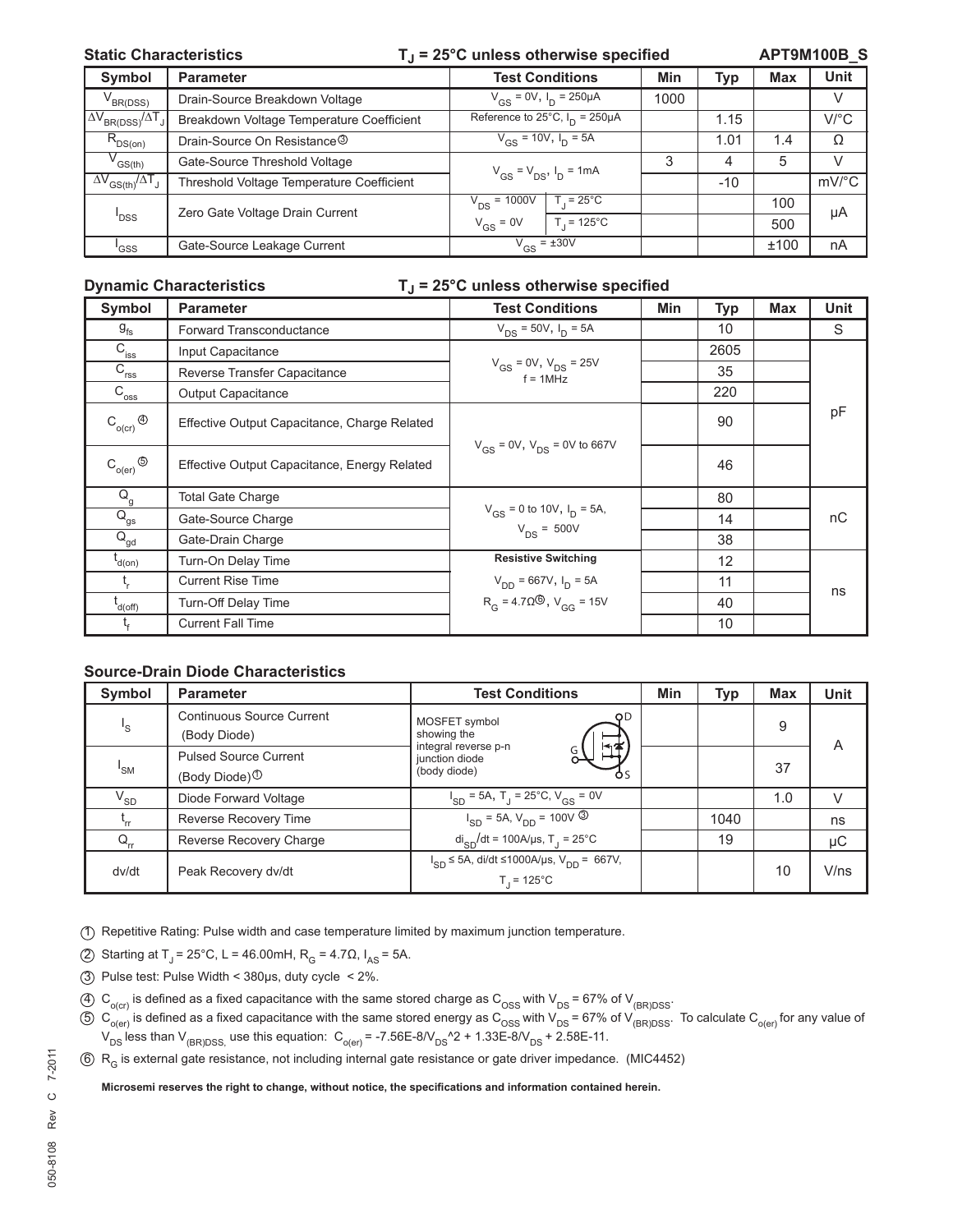## Static Characteristics $T_J$ = 25°C unless otherwise specified APT9M100B_S

| Symbol | Parameter | Test Conditions | | Min | Typ | Max | Unit |
|---|---|---|---|---|---|---|---|
| $V_{BR(DSS)}$ | Drain-Source Breakdown Voltage | $V_{GS}$ = 0V, $I_D$ = 250μA | | 1000 | | | V |
| $\Delta V_{BR(DSS)}/\Delta T_J$ | Breakdown Voltage Temperature Coefficient | Reference to 25°C, $I_D$ = 250μA | | | 1.15 | | V/°C |
| $R_{DS(on)}$ | Drain-Source On Resistance③ | $V_{GS}$ = 10V, $I_D$ = 5A | | | 1.01 | 1.4 | Ω |
| $V_{GS(th)}$ | Gate-Source Threshold Voltage | $V_{GS} = V_{DS}$, $I_D$ = 1mA | | 3 | 4 | 5 | V |
| $\Delta V_{GS(th)}/\Delta T_J$ | Threshold Voltage Temperature Coefficient | | | | -10 | | mV/°C |
| $I_{DSS}$ | Zero Gate Voltage Drain Current | $V_{DS}$ = 1000V | $T_J$ = 25°C | | | 100 | μA |
| | | $V_{GS}$ = 0V | $T_J$ = 125°C | | | 500 | |
| $I_{GSS}$ | Gate-Source Leakage Current | $V_{GS}$ = ±30V | | | | ±100 | nA |

## Dynamic Characteristics $T_J$ = 25°C unless otherwise specified

| Symbol | Parameter | Test Conditions | Min | Typ | Max | Unit |
|---|---|---|---|---|---|---|
| $g_{fs}$ | Forward Transconductance | $V_{DS}$ = 50V, $I_D$ = 5A | | 10 | | S |
| $C_{iss}$ | Input Capacitance | $V_{GS}$ = 0V, $V_{DS}$ = 25V f = 1MHz | | 2605 | | pF |
| $C_{rss}$ | Reverse Transfer Capacitance | | | 35 | | |
| $C_{oss}$ | Output Capacitance | | | 220 | | |
| $C_{o(cr)}$ ④ | Effective Output Capacitance, Charge Related | $V_{GS}$ = 0V, $V_{DS}$ = 0V to 667V | | 90 | | |
| $C_{o(er)}$ ⑤ | Effective Output Capacitance, Energy Related | | | 46 | | |
| $Q_g$ | Total Gate Charge | $V_{GS}$ = 0 to 10V, $I_D$ = 5A, $V_{DS}$ = 500V | | 80 | | nC |
| $Q_{gs}$ | Gate-Source Charge | | | 14 | | |
| $Q_{gd}$ | Gate-Drain Charge | | | 38 | | |
| $t_{d(on)}$ | Turn-On Delay Time | **Resistive Switching** $V_{DD}$ = 667V, $I_D$ = 5A $R_G$ = 4.7Ω⑥, $V_{GG}$ = 15V | | 12 | | ns |
| $t_r$ | Current Rise Time | | | 11 | | |
| $t_{d(off)}$ | Turn-Off Delay Time | | | 40 | | |
| $t_f$ | Current Fall Time | | | 10 | | |

## Source-Drain Diode Characteristics

| Symbol | Parameter | Test Conditions | Min | Typ | Max | Unit |
|---|---|---|---|---|---|---|
| $I_S$ | Continuous Source Current (Body Diode) | MOSFET symbol showing the integral reverse p-n junction diode (body diode) | | | 9 | A |
| $I_{SM}$ | Pulsed Source Current (Body Diode)① | | | | 37 | |
| $V_{SD}$ | Diode Forward Voltage | $I_{SD}$ = 5A, $T_J$ = 25°C, $V_{GS}$ = 0V | | | 1.0 | V |
| $t_{rr}$ | Reverse Recovery Time | $I_{SD}$ = 5A, $V_{DD}$ = 100V ③ | | 1040 | | ns |
| $Q_{rr}$ | Reverse Recovery Charge | $di_{SD}/dt$ = 100A/μs, $T_J$ = 25°C | | 19 | | μC |
| dv/dt | Peak Recovery dv/dt | $I_{SD}$ ≤ 5A, di/dt ≤1000A/μs, $V_{DD}$ = 667V, $T_J$ = 125°C | | | 10 | V/ns |

① Repetitive Rating: Pulse width and case temperature limited by maximum junction temperature.

② Starting at $T_J$ = 25°C, L = 46.00mH, $R_G$ = 4.7Ω, $I_{AS}$ = 5A.

③ Pulse test: Pulse Width < 380μs, duty cycle < 2%.

④ $C_{o(cr)}$ is defined as a fixed capacitance with the same stored charge as $C_{OSS}$ with $V_{DS}$ = 67% of $V_{(BR)DSS}$.

⑤ $C_{o(er)}$ is defined as a fixed capacitance with the same stored energy as $C_{OSS}$ with $V_{DS}$ = 67% of $V_{(BR)DSS}$. To calculate $C_{o(er)}$ for any value of $V_{DS}$ less than $V_{(BR)DSS}$, use this equation: $C_{o(er)}$ = -7.56E-8/$V_{DS}$^2 + 1.33E-8/$V_{DS}$ + 2.58E-11.

⑥ $R_G$ is external gate resistance, not including internal gate resistance or gate driver impedance. (MIC4452)

**Microsemi reserves the right to change, without notice, the specifications and information contained herein.**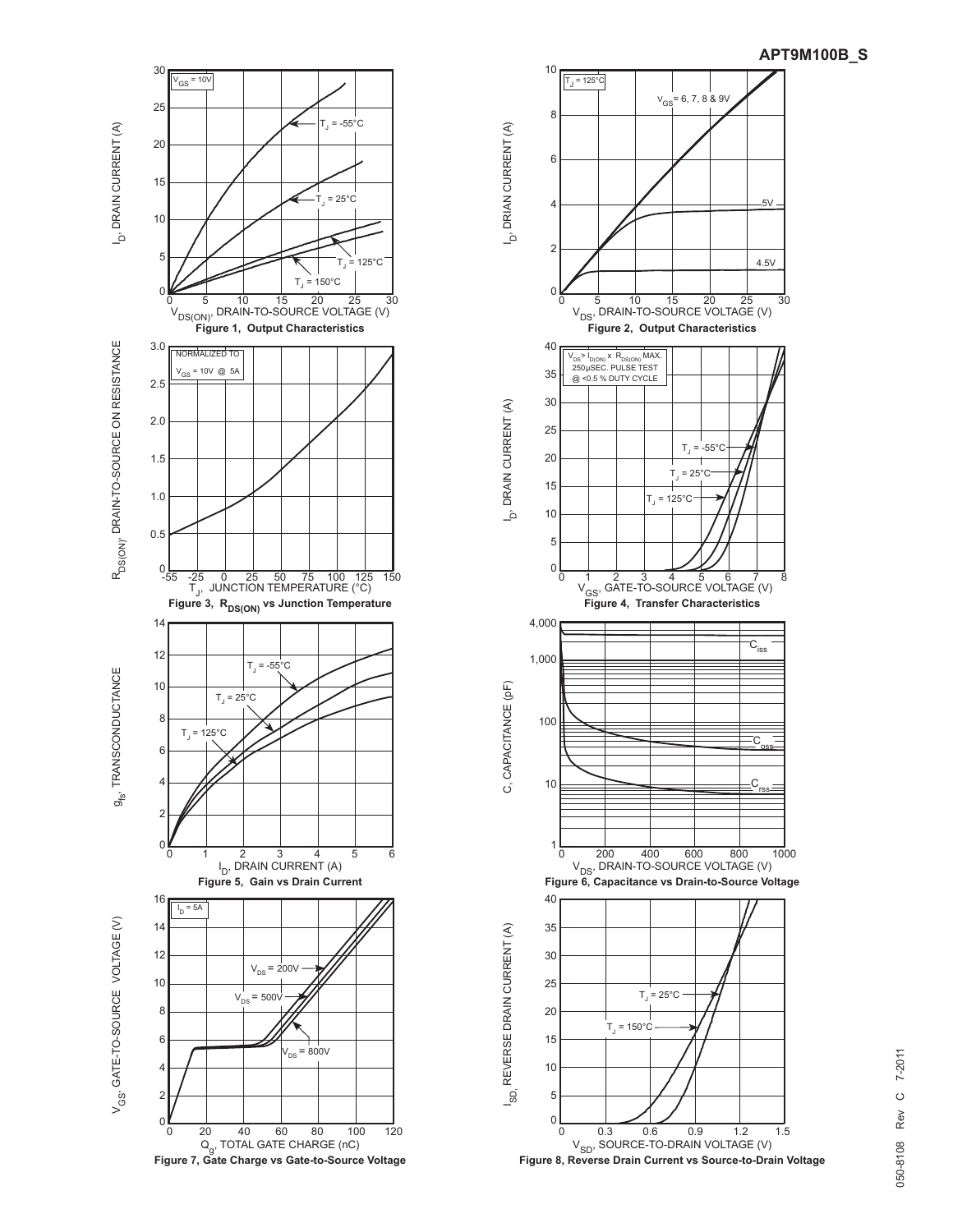$V_{GS}$ = 10V

$T_J$ = -55°C

$T_J$ = 25°C

$T_J$ = 125°C

$T_J$ = 150°C

$I_D$, DRAIN CURRENT (A)

$V_{DS(ON)}$, DRAIN-TO-SOURCE VOLTAGE (V)

0 5 10 15 20 25 30

0 5 10 15 20 25 30

**Figure 1, Output Characteristics**

$T_J$ = 125°C

$V_{GS}$= 6, 7, 8 & 9V

5V

4.5V

$I_D$, DRAIN CURRENT (A)

$V_{DS}$, DRAIN-TO-SOURCE VOLTAGE (V)

0 2 4 6 8 10

0 5 10 15 20 25 30

**Figure 2, Output Characteristics**

NORMALIZED TO

$V_{GS}$ = 10V @ 5A

$R_{DS(ON)}$, DRAIN-TO-SOURCE ON RESISTANCE

$T_J$, JUNCTION TEMPERATURE (°C)

0 0.5 1.0 1.5 2.0 2.5 3.0

-55 -25 0 25 50 75 100 125 150

**Figure 3, $R_{DS(ON)}$ vs Junction Temperature**

$V_{DS}$> $I_{D(ON)}$ x $R_{DS(ON)}$ MAX.
250µSEC. PULSE TEST
@ <0.5 % DUTY CYCLE

$T_J$ = -55°C

$T_J$ = 25°C

$T_J$ = 125°C

$I_D$, DRAIN CURRENT (A)

$V_{GS}$, GATE-TO-SOURCE VOLTAGE (V)

0 5 10 15 20 25 30 35 40

0 1 2 3 4 5 6 7 8

**Figure 4, Transfer Characteristics**

$T_J$ = -55°C

$T_J$ = 25°C

$T_J$ = 125°C

$g_{fs}$, TRANSCONDUCTANCE

$I_D$, DRAIN CURRENT (A)

0 2 4 6 8 10 12 14

0 1 2 3 4 5 6

**Figure 5, Gain vs Drain Current**

$C_{iss}$

$C_{oss}$

$C_{rss}$

C, CAPACITANCE (pF)

$V_{DS}$, DRAIN-TO-SOURCE VOLTAGE (V)

1 10 100 1,000 4,000

0 200 400 600 800 1000

**Figure 6, Capacitance vs Drain-to-Source Voltage**

$I_D$ = 5A

$V_{DS}$ = 200V

$V_{DS}$ = 500V

$V_{DS}$ = 800V

$V_{GS}$, GATE-TO-SOURCE VOLTAGE (V)

$Q_g$, TOTAL GATE CHARGE (nC)

0 2 4 6 8 10 12 14 16

0 20 40 60 80 100 120

**Figure 7, Gate Charge vs Gate-to-Source Voltage**

$T_J$ = 25°C

$T_J$ = 150°C

$I_{SD}$, REVERSE DRAIN CURRENT (A)

$V_{SD}$, SOURCE-TO-DRAIN VOLTAGE (V)

0 5 10 15 20 25 30 35 40

0 0.3 0.6 0.9 1.2 1.5

**Figure 8, Reverse Drain Current vs Source-to-Drain Voltage**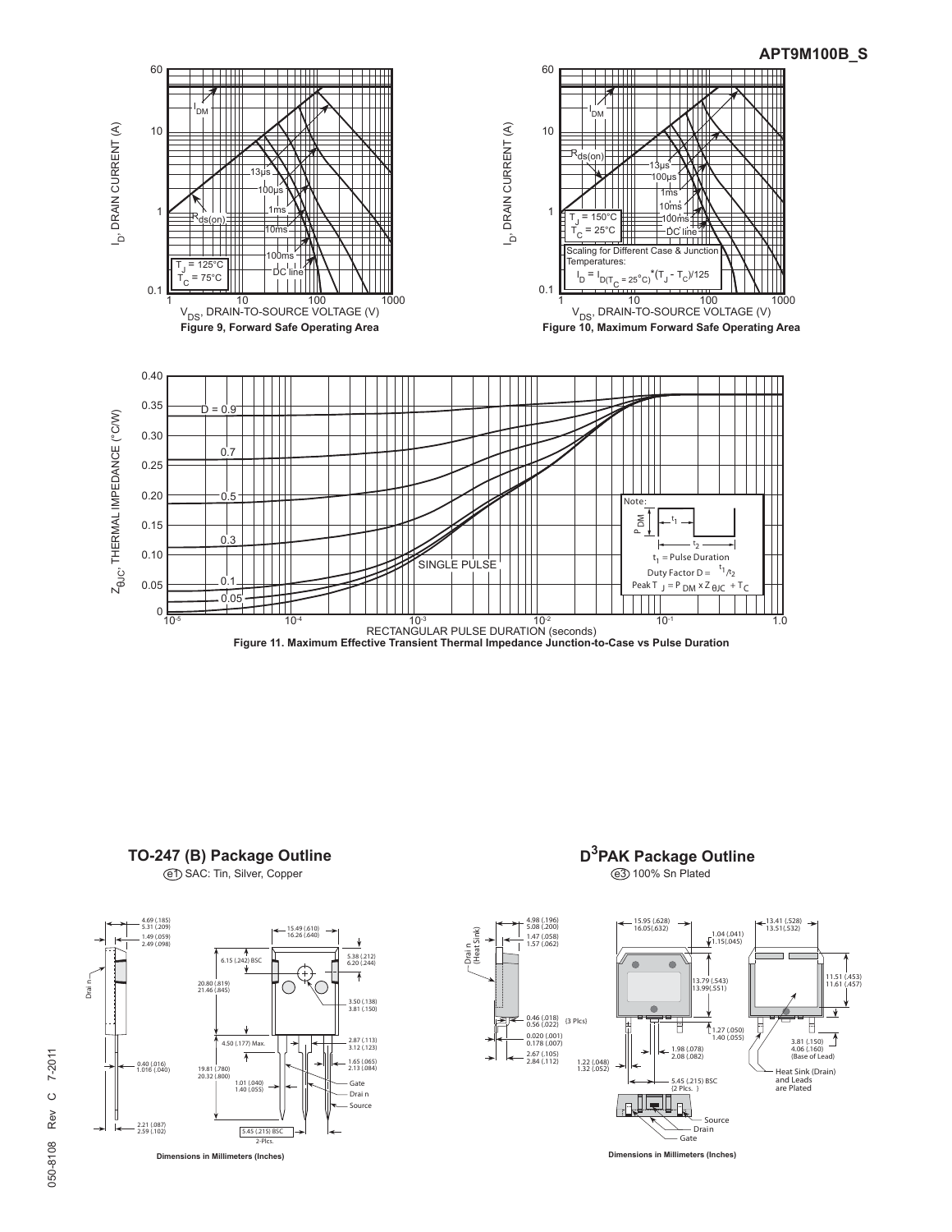60

10

1

0.1

$I_D$, DRAIN CURRENT (A)

$I_{DM}$

13µs

100µs

1ms

10ms

100ms

DC line

$R_{ds(on)}$

$T_J$ = 125°C
$T_C$ = 75°C

1 10 100 1000

$V_{DS}$, DRAIN-TO-SOURCE VOLTAGE (V)

**Figure 9, Forward Safe Operating Area**

60

10

1

0.1

$I_D$, DRAIN CURRENT (A)

$I_{DM}$

$R_{ds(on)}$

13µs

100µs

1ms

10ms

100ms

DC line

$T_J$ = 150°C
$T_C$ = 25°C

Scaling for Different Case & Junction Temperatures:

$I_D = I_{D(T_C = 25°C)}*(T_J - T_C)/125$

1 10 100 1000

$V_{DS}$, DRAIN-TO-SOURCE VOLTAGE (V)

**Figure 10, Maximum Forward Safe Operating Area**

0.40

0.35

0.30

0.25

0.20

0.15

0.10

0.05

0

$Z_{\theta JC}$, THERMAL IMPEDANCE (°C/W)

D = 0.9

0.7

0.5

0.3

0.1

0.05

SINGLE PULSE

Note:

$P_{DM}$

$t_1$

$t_2$

$t_1$ = Pulse Duration

Duty Factor D = $t_1/t_2$

Peak $T_J = P_{DM} \times Z_{\theta JC} + T_C$

$10^{-5}$ $10^{-4}$ $10^{-3}$ $10^{-2}$ $10^{-1}$ 1.0

RECTANGULAR PULSE DURATION (seconds)

**Figure 11. Maximum Effective Transient Thermal Impedance Junction-to-Case vs Pulse Duration**

## TO-247 (B) Package Outline

(e1) SAC: Tin, Silver, Copper

4.69 (.185)
5.31 (.209)

1.49 (.059)
2.49 (.098)

15.49 (.610)
16.26 (.640)

5.38 (.212)
6.20 (.244)

6.15 (.242) BSC

Drain

20.80 (.819)
21.46 (.845)

3.50 (.138)
3.81 (.150)

4.50 (.177) Max.

2.87 (.113)
3.12 (.123)

1.65 (.065)
2.13 (.084)

0.40 (.016)
1.016 (.040)

19.81 (.780)
20.32 (.800)

1.01 (.040)
1.40 (.055)

Gate

Drain

Source

2.21 (.087)
2.59 (.102)

5.45 (.215) BSC
2-Plcs.

**Dimensions in Millimeters (Inches)**

## D³PAK Package Outline

(e3) 100% Sn Plated

Drain (Heat Sink)

4.98 (.196)
5.08 (.200)

1.47 (.058)
1.57 (.062)

15.95 (.628)
16.05(.632)

1.04 (.041)
1.15(.045)

13.41 (.528)
13.51(.532)

13.79 (.543)
13.99(.551)

11.51 (.453)
11.61 (.457)

0.46 (.018)
0.56 (.022) (3 Plcs)

0.020 (.001)
0.178 (.007)

2.67 (.105)
2.84 (.112)

1.27 (.050)
1.40 (.055)

1.98 (.078)
2.08 (.082)

3.81 (.150)
4.06 (.160)
(Base of Lead)

1.22 (.048)
1.32 (.052)

5.45 (.215) BSC
(2 Plcs. )

Heat Sink (Drain) and Leads are Plated

Source

Drain

Gate

**Dimensions in Millimeters (Inches)**

050-8108 Rev C 7-2011